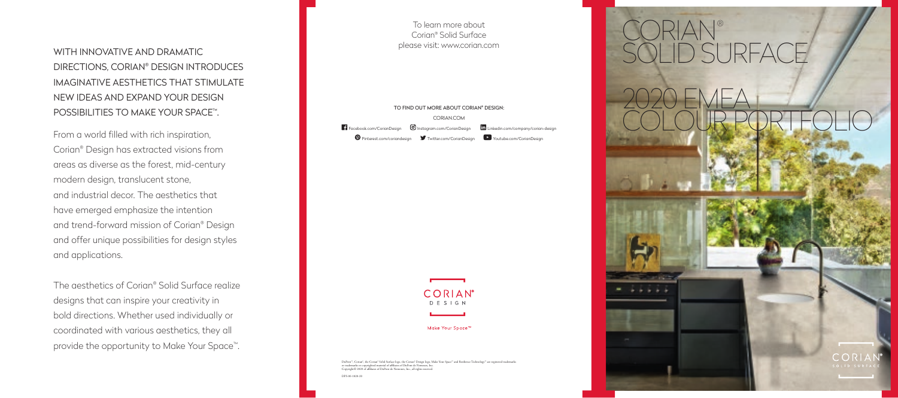WITH INNOVATIVE AND DRAMATIC DIRECTIONS, CORIAN® DESIGN INTRODUCES IMAGINATIVE AESTHETICS THAT STIMULATE NEW IDEAS AND EXPAND YOUR DESIGN POSSIBILITIES TO MAKE YOUR SPACE™.

From a world filled with rich inspiration, Corian® Design has extracted visions from areas as diverse as the forest, mid-century modern design, translucent stone, and industrial decor. The aesthetics that have emerged emphasize the intention and trend-forward mission of Corian® Design and offer unique possibilities for design styles and applications.

The aesthetics of Corian® Solid Surface realize designs that can inspire your creativity in bold directions. Whether used individually or coordinated with various aesthetics, they all provide the opportunity to Make Your Space™.

To learn more about Corian® Solid Surface please visit: www.corian.com

**TO FIND OUT MORE ABOUT CORIAN® DESIGN:**

CORIAN.COM

Facebook.com/CorianDesign Instagram.com/CorianDesign Linkedin.com/company/corian-design

Pinterest.com/coriandesign Twitter.com/CorianDesign Youtube.com/CorianDesign

CORIAN® DESIGN

Make Your Space™

DuPont™, Corian®, the Corian® Solid Surface logo, the Corian® Design logo, Make Your Space™ and Resilience Technology™ are registered trademarks or trademarks or copyrighted material of affiliates of DuPont de Nemours, Inc. Copyright© 2020 of affiliates of DuPont de Nemours, Inc., all rights reserved.

DFS-50-1828-20

# CORIAN® SOLID SURFACE

# 2020 EMEA COLOUR PORTFOLIO

CORIAN® SOLID SURFACE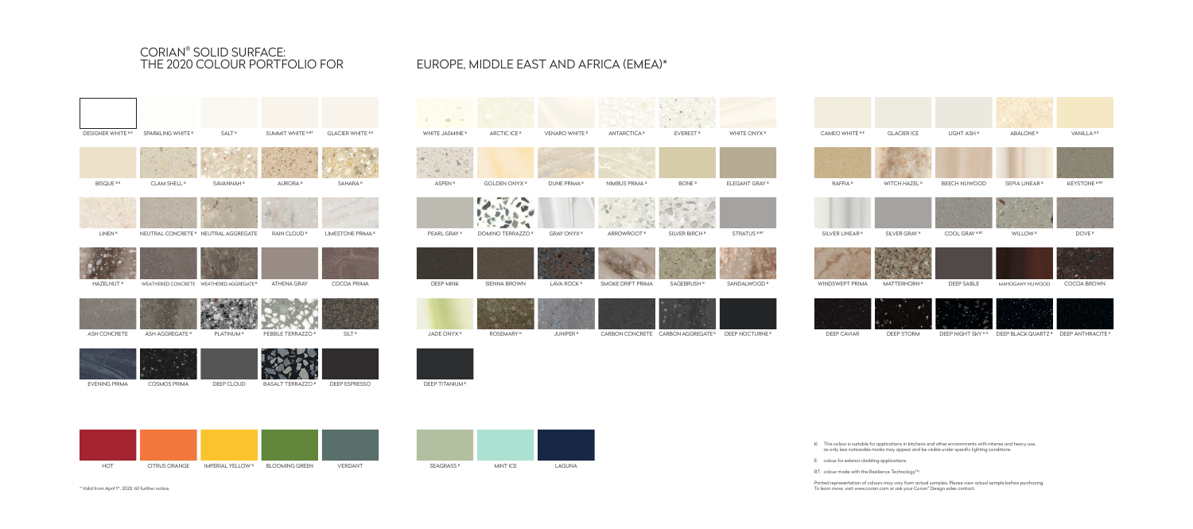# CORIAN® SOLID SURFACE: THE 2020 COLOUR PORTFOLIO FOR EUROPE, MIDDLE EAST AND AFRICA (EMEA)*

| | | | | |
|---|---|---|---|---|
| DESIGNER WHITE K E | SPARKLING WHITE K | SALT K | SUMMIT WHITE K RT | GLACIER WHITE K E |
| BISQUE K E | CLAM SHELL K | SAVANNAH K | AURORA K | SAHARA K |
| LINEN K | NEUTRAL CONCRETE K | NEUTRAL AGGREGATE | RAIN CLOUD K | LIMESTONE PRIMA K |
| HAZELNUT K | WEATHERED CONCRETE | WEATHERED AGGREGATE K | ATHENA GRAY | COCOA PRIMA |
| ASH CONCRETE | ASH AGGREGATE K | PLATINUM K | PEBBLE TERRAZZO K | SILT K |
| EVENING PRIMA | COSMOS PRIMA | DEEP CLOUD | BASALT TERRAZZO K | DEEP ESPRESSO |

| | | | | | |
|---|---|---|---|---|---|
| WHITE JASMINE K | ARCTIC ICE K | VENARO WHITE K | ANTARCTICA K | EVEREST K | WHITE ONYX K |
| ASPEN K | GOLDEN ONYX K | DUNE PRIMA K | NIMBUS PRIMA K | BONE K | ELEGANT GRAY K |
| PEARL GRAY K | DOMINO TERRAZZO K | GRAY ONYX K | ARROWROOT K | SILVER BIRCH K | STRATUS K RT |
| DEEP MINK | SIENNA BROWN | LAVA ROCK K | SMOKE DRIFT PRIMA | SAGEBRUSH K | SANDALWOOD K |
| JADE ONYX K | ROSEMARY K | JUNIPER K | CARBON CONCRETE | CARBON AGGREGATE K | DEEP NOCTURNE K |
| DEEP TITANIUM K | | | | | |

| | | | | |
|---|---|---|---|---|
| CAMEO WHITE K E | GLACIER ICE | LIGHT ASH K | ABALONE K | VANILLA K E |
| RAFFIA K | WITCH HAZEL K | BEECH NUWOOD | SEPIA LINEAR K | KEYSTONE K RT |
| SILVER LINEAR K | SILVER GRAY K | COOL GRAY K RT | WILLOW K | DOVE K |
| WINDSWEPT PRIMA | MATTERHORN K | DEEP SABLE | MAHOGANY NUWOOD | COCOA BROWN |
| DEEP CAVIAR | DEEP STORM | DEEP NIGHT SKY K E | DEEP BLACK QUARTZ K | DEEP ANTHRACITE K |

| | | | | |
|---|---|---|---|---|
| HOT | CITRUS ORANGE | IMPERIAL YELLOW K | BLOOMING GREEN | VERDANT |

| | | |
|---|---|---|
| SEAGRASS K | MINT ICE | LAGUNA |

K: This colour is suitable for applications in kitchens and other environments with intense and heavy use, as only less noticeable marks may appear and be visible under specific lighting conditions.

E: colour for exterior cladding applications

RT: colour made with the Resilience Technology™.

Printed representation of colours may vary from actual samples. Please view actual sample before purchasing. To learn more, visit www.corian.com or ask your Corian® Design sales contact.

\* Valid from April 1st, 2020, till further notice.